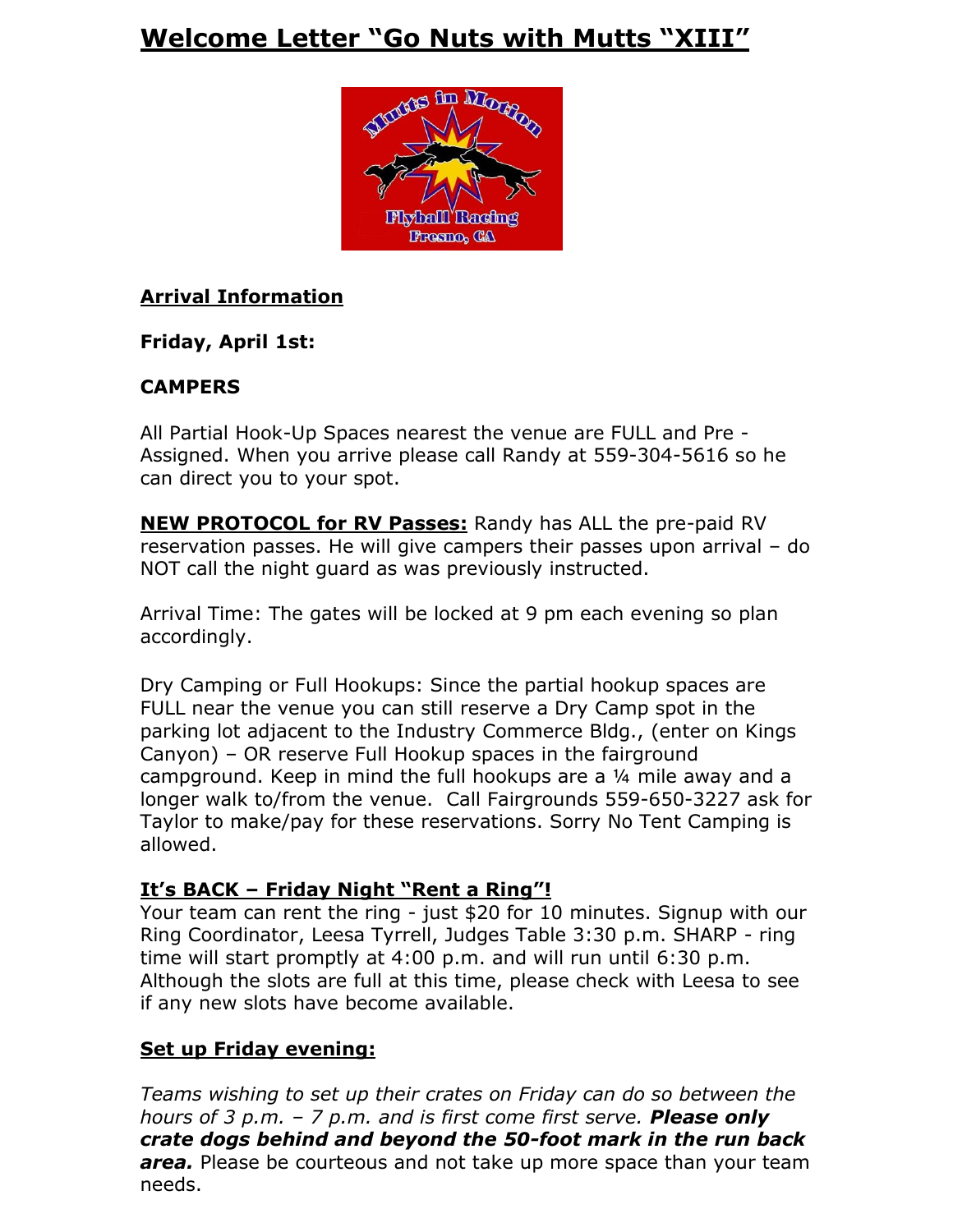# Welcome Letter "Go Nuts with Mutts "XIII"

## Arrival Information

**Friday, April 1st:**

**CAMPERS**

All Partial Hook-Up Spaces nearest the venue are FULL and Pre - Assigned. When you arrive please call Randy at 559-304-5616 so he can direct you to your spot.

**NEW PROTOCOL for RV Passes:** Randy has ALL the pre-paid RV reservation passes. He will give campers their passes upon arrival – do NOT call the night guard as was previously instructed.

Arrival Time: The gates will be locked at 9 pm each evening so plan accordingly.

Dry Camping or Full Hookups: Since the partial hookup spaces are FULL near the venue you can still reserve a Dry Camp spot in the parking lot adjacent to the Industry Commerce Bldg., (enter on Kings Canyon) – OR reserve Full Hookup spaces in the fairground campground. Keep in mind the full hookups are a ¼ mile away and a longer walk to/from the venue. Call Fairgrounds 559-650-3227 ask for Taylor to make/pay for these reservations. Sorry No Tent Camping is allowed.

**It's BACK – Friday Night "Rent a Ring"!**

Your team can rent the ring - just $20 for 10 minutes. Signup with our Ring Coordinator, Leesa Tyrrell, Judges Table 3:30 p.m. SHARP - ring time will start promptly at 4:00 p.m. and will run until 6:30 p.m. Although the slots are full at this time, please check with Leesa to see if any new slots have become available.

**Set up Friday evening:**

*Teams wishing to set up their crates on Friday can do so between the hours of 3 p.m. – 7 p.m. and is first come first serve.* ***Please only crate dogs behind and beyond the 50-foot mark in the run back area.*** Please be courteous and not take up more space than your team needs.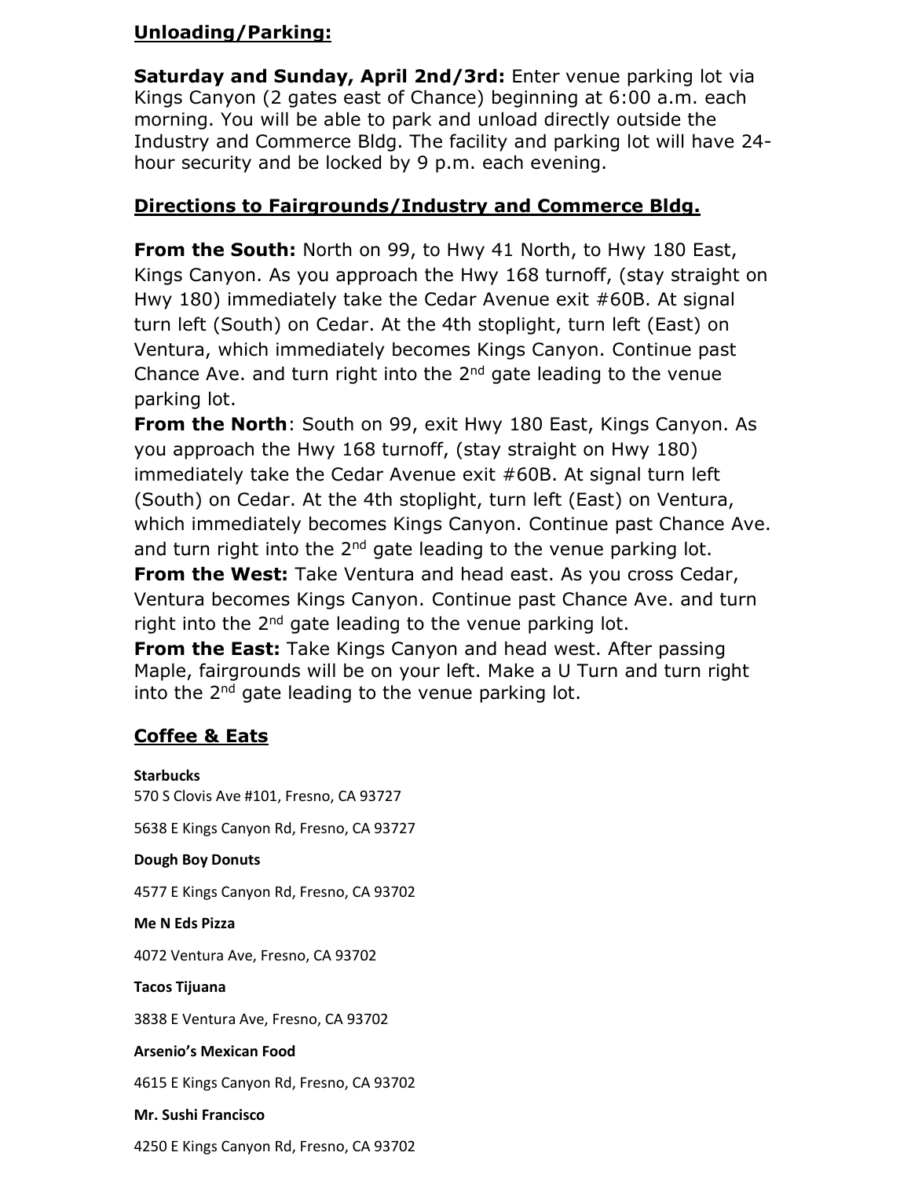## Unloading/Parking:

**Saturday and Sunday, April 2nd/3rd:** Enter venue parking lot via Kings Canyon (2 gates east of Chance) beginning at 6:00 a.m. each morning. You will be able to park and unload directly outside the Industry and Commerce Bldg. The facility and parking lot will have 24-hour security and be locked by 9 p.m. each evening.

## Directions to Fairgrounds/Industry and Commerce Bldg.

**From the South:** North on 99, to Hwy 41 North, to Hwy 180 East, Kings Canyon. As you approach the Hwy 168 turnoff, (stay straight on Hwy 180) immediately take the Cedar Avenue exit #60B. At signal turn left (South) on Cedar. At the 4th stoplight, turn left (East) on Ventura, which immediately becomes Kings Canyon. Continue past Chance Ave. and turn right into the 2nd gate leading to the venue parking lot.

**From the North**: South on 99, exit Hwy 180 East, Kings Canyon. As you approach the Hwy 168 turnoff, (stay straight on Hwy 180) immediately take the Cedar Avenue exit #60B. At signal turn left (South) on Cedar. At the 4th stoplight, turn left (East) on Ventura, which immediately becomes Kings Canyon. Continue past Chance Ave. and turn right into the 2nd gate leading to the venue parking lot.

**From the West:** Take Ventura and head east. As you cross Cedar, Ventura becomes Kings Canyon. Continue past Chance Ave. and turn right into the 2nd gate leading to the venue parking lot.

**From the East:** Take Kings Canyon and head west. After passing Maple, fairgrounds will be on your left. Make a U Turn and turn right into the 2nd gate leading to the venue parking lot.

## Coffee & Eats

**Starbucks**

570 S Clovis Ave #101, Fresno, CA 93727

5638 E Kings Canyon Rd, Fresno, CA 93727

**Dough Boy Donuts**

4577 E Kings Canyon Rd, Fresno, CA 93702

**Me N Eds Pizza**

4072 Ventura Ave, Fresno, CA 93702

**Tacos Tijuana**

3838 E Ventura Ave, Fresno, CA 93702

**Arsenio's Mexican Food**

4615 E Kings Canyon Rd, Fresno, CA 93702

**Mr. Sushi Francisco**

4250 E Kings Canyon Rd, Fresno, CA 93702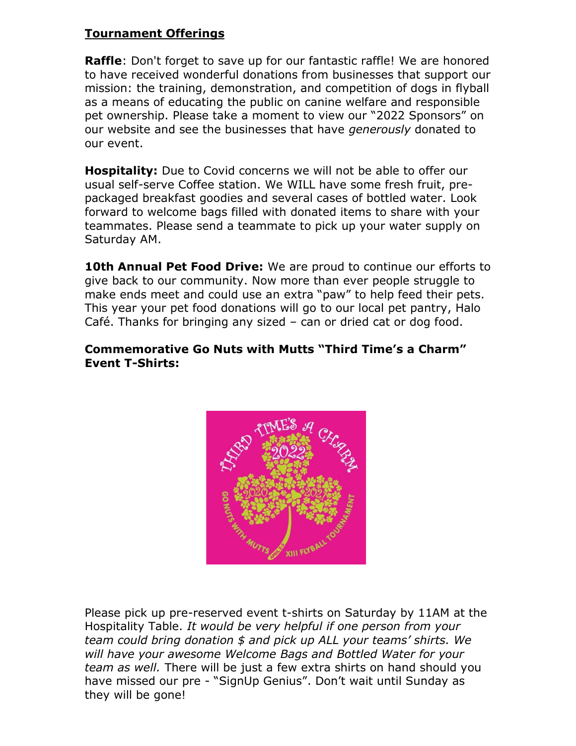## Tournament Offerings

**Raffle**: Don't forget to save up for our fantastic raffle! We are honored to have received wonderful donations from businesses that support our mission: the training, demonstration, and competition of dogs in flyball as a means of educating the public on canine welfare and responsible pet ownership. Please take a moment to view our "2022 Sponsors" on our website and see the businesses that have *generously* donated to our event.

**Hospitality:** Due to Covid concerns we will not be able to offer our usual self-serve Coffee station. We WILL have some fresh fruit, pre-packaged breakfast goodies and several cases of bottled water. Look forward to welcome bags filled with donated items to share with your teammates. Please send a teammate to pick up your water supply on Saturday AM.

**10th Annual Pet Food Drive:** We are proud to continue our efforts to give back to our community. Now more than ever people struggle to make ends meet and could use an extra "paw" to help feed their pets. This year your pet food donations will go to our local pet pantry, Halo Café. Thanks for bringing any sized – can or dried cat or dog food.

**Commemorative Go Nuts with Mutts "Third Time's a Charm" Event T-Shirts:**

Please pick up pre-reserved event t-shirts on Saturday by 11AM at the Hospitality Table. *It would be very helpful if one person from your team could bring donation $ and pick up ALL your teams' shirts. We will have your awesome Welcome Bags and Bottled Water for your team as well.* There will be just a few extra shirts on hand should you have missed our pre - "SignUp Genius". Don't wait until Sunday as they will be gone!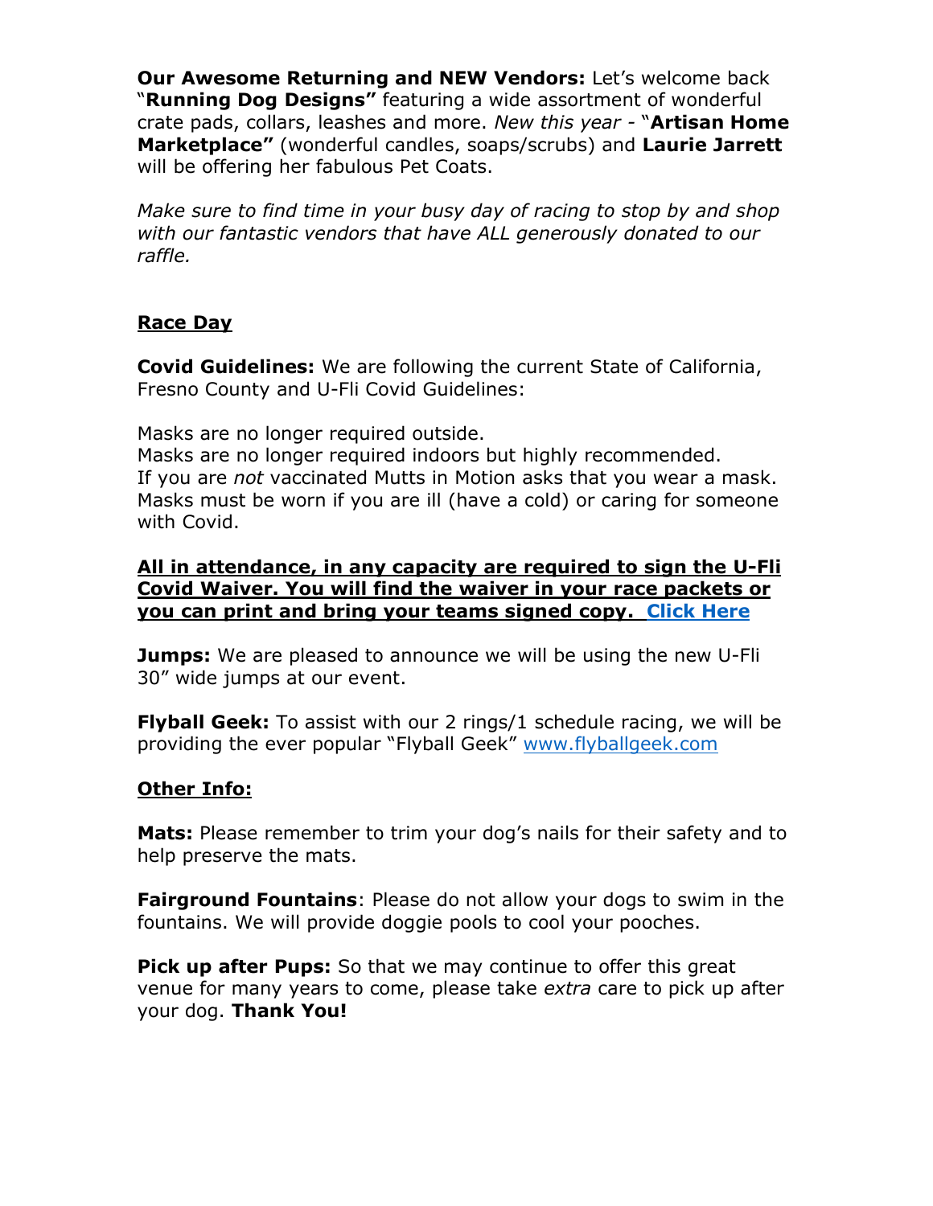**Our Awesome Returning and NEW Vendors:** Let's welcome back "**Running Dog Designs"** featuring a wide assortment of wonderful crate pads, collars, leashes and more. *New this year* - "**Artisan Home Marketplace"** (wonderful candles, soaps/scrubs) and **Laurie Jarrett** will be offering her fabulous Pet Coats.

*Make sure to find time in your busy day of racing to stop by and shop with our fantastic vendors that have ALL generously donated to our raffle.*

## Race Day

**Covid Guidelines:** We are following the current State of California, Fresno County and U-Fli Covid Guidelines:

Masks are no longer required outside.
Masks are no longer required indoors but highly recommended.
If you are *not* vaccinated Mutts in Motion asks that you wear a mask.
Masks must be worn if you are ill (have a cold) or caring for someone with Covid.

**All in attendance, in any capacity are required to sign the U-Fli Covid Waiver. You will find the waiver in your race packets or you can print and bring your teams signed copy. Click Here**

**Jumps:** We are pleased to announce we will be using the new U-Fli 30" wide jumps at our event.

**Flyball Geek:** To assist with our 2 rings/1 schedule racing, we will be providing the ever popular "Flyball Geek" www.flyballgeek.com

## Other Info:

**Mats:** Please remember to trim your dog's nails for their safety and to help preserve the mats.

**Fairground Fountains**: Please do not allow your dogs to swim in the fountains. We will provide doggie pools to cool your pooches.

**Pick up after Pups:** So that we may continue to offer this great venue for many years to come, please take *extra* care to pick up after your dog. **Thank You!**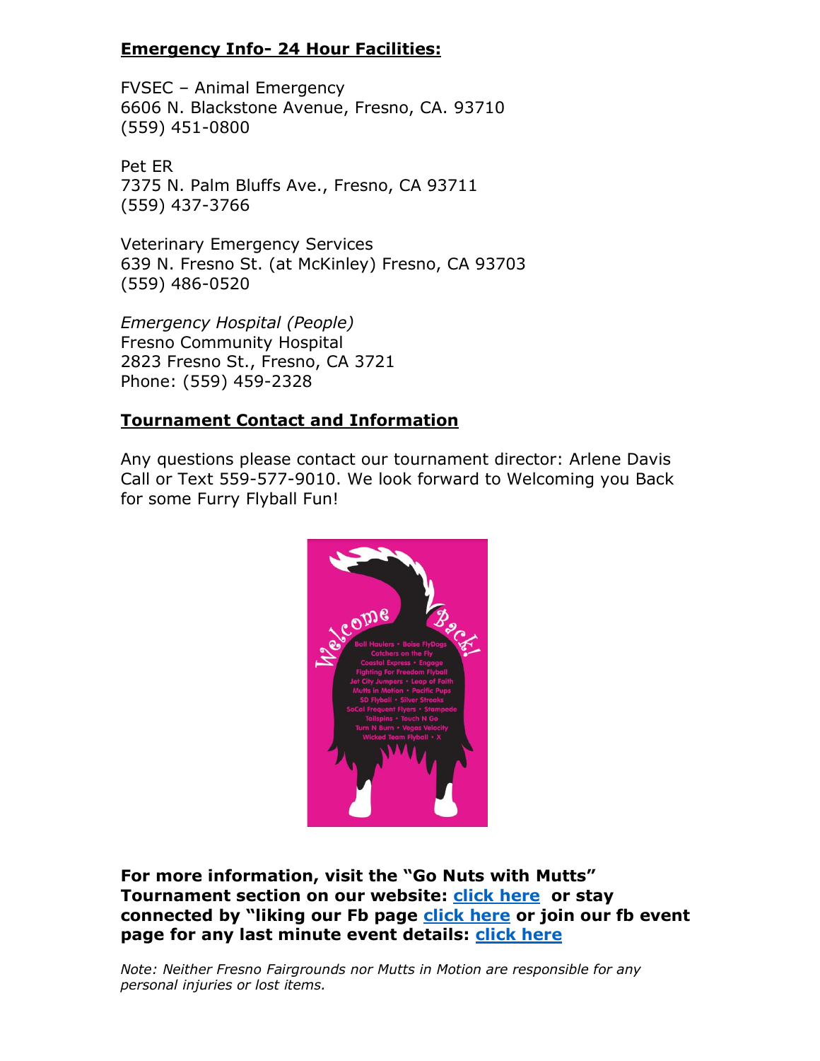**Emergency Info- 24 Hour Facilities:**

FVSEC – Animal Emergency
6606 N. Blackstone Avenue, Fresno, CA. 93710
(559) 451-0800

Pet ER
7375 N. Palm Bluffs Ave., Fresno, CA 93711
(559) 437-3766

Veterinary Emergency Services
639 N. Fresno St. (at McKinley) Fresno, CA 93703
(559) 486-0520

*Emergency Hospital (People)*
Fresno Community Hospital
2823 Fresno St., Fresno, CA 3721
Phone: (559) 459-2328

**Tournament Contact and Information**

Any questions please contact our tournament director: Arlene Davis Call or Text 559-577-9010. We look forward to Welcoming you Back for some Furry Flyball Fun!

Welcome Back!
Ball Haulers • Boise FlyDogs
Catchers on the Fly
Coastal Express • Engage
Fighting For Freedom Flyball
Jet City Jumpers • Leap of Faith
Mutts in Motion • Pacific Pups
SD Flyball • Silver Streaks
SoCal Frequent Flyers • Stampede
Tailspins • Touch N Go
Turn N Burn • Vegas Velocity
Wicked Team Flyball • X

**For more information, visit the "Go Nuts with Mutts" Tournament section on our website: click here or stay connected by "liking our Fb page click here or join our fb event page for any last minute event details: click here**

*Note: Neither Fresno Fairgrounds nor Mutts in Motion are responsible for any personal injuries or lost items.*